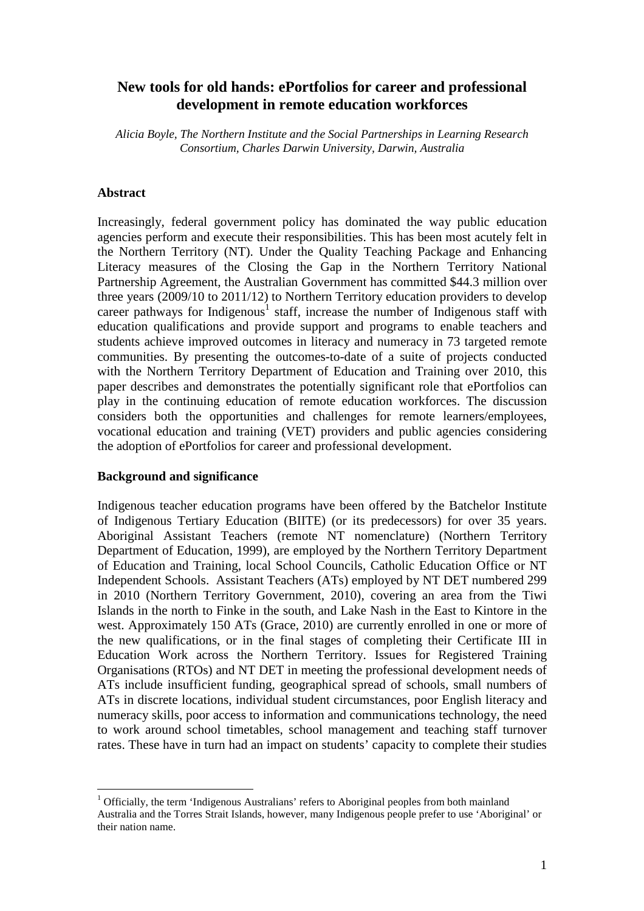# New tools for old hands: ePortfolios for career and professional development in remote education workforces

*Alicia Boyle, The Northern Institute and the Social Partnerships in Learning Research Consortium, Charles Darwin University, Darwin, Australia*

## Abstract

Increasingly, federal government policy has dominated the way public education agencies perform and execute their responsibilities. This has been most acutely felt in the Northern Territory (NT). Under the Quality Teaching Package and Enhancing Literacy measures of the Closing the Gap in the Northern Territory National Partnership Agreement, the Australian Government has committed $44.3 million over three years (2009/10 to 2011/12) to Northern Territory education providers to develop career pathways for Indigenous[1] staff, increase the number of Indigenous staff with education qualifications and provide support and programs to enable teachers and students achieve improved outcomes in literacy and numeracy in 73 targeted remote communities. By presenting the outcomes-to-date of a suite of projects conducted with the Northern Territory Department of Education and Training over 2010, this paper describes and demonstrates the potentially significant role that ePortfolios can play in the continuing education of remote education workforces. The discussion considers both the opportunities and challenges for remote learners/employees, vocational education and training (VET) providers and public agencies considering the adoption of ePortfolios for career and professional development.

## Background and significance

Indigenous teacher education programs have been offered by the Batchelor Institute of Indigenous Tertiary Education (BIITE) (or its predecessors) for over 35 years. Aboriginal Assistant Teachers (remote NT nomenclature) (Northern Territory Department of Education, 1999), are employed by the Northern Territory Department of Education and Training, local School Councils, Catholic Education Office or NT Independent Schools. Assistant Teachers (ATs) employed by NT DET numbered 299 in 2010 (Northern Territory Government, 2010), covering an area from the Tiwi Islands in the north to Finke in the south, and Lake Nash in the East to Kintore in the west. Approximately 150 ATs (Grace, 2010) are currently enrolled in one or more of the new qualifications, or in the final stages of completing their Certificate III in Education Work across the Northern Territory. Issues for Registered Training Organisations (RTOs) and NT DET in meeting the professional development needs of ATs include insufficient funding, geographical spread of schools, small numbers of ATs in discrete locations, individual student circumstances, poor English literacy and numeracy skills, poor access to information and communications technology, the need to work around school timetables, school management and teaching staff turnover rates. These have in turn had an impact on students' capacity to complete their studies

[1] Officially, the term 'Indigenous Australians' refers to Aboriginal peoples from both mainland Australia and the Torres Strait Islands, however, many Indigenous people prefer to use 'Aboriginal' or their nation name.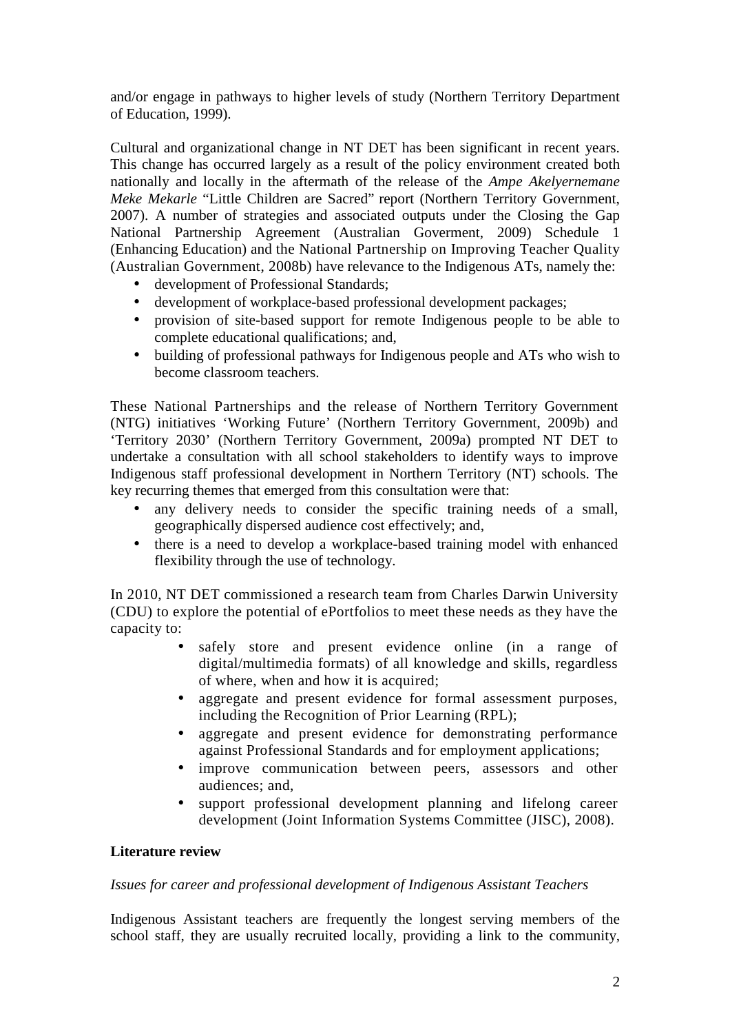and/or engage in pathways to higher levels of study (Northern Territory Department of Education, 1999).

Cultural and organizational change in NT DET has been significant in recent years. This change has occurred largely as a result of the policy environment created both nationally and locally in the aftermath of the release of the *Ampe Akelyernemane Meke Mekarle* "Little Children are Sacred" report (Northern Territory Government, 2007). A number of strategies and associated outputs under the Closing the Gap National Partnership Agreement (Australian Goverment, 2009) Schedule 1 (Enhancing Education) and the National Partnership on Improving Teacher Quality (Australian Government, 2008b) have relevance to the Indigenous ATs, namely the:

- development of Professional Standards;
- development of workplace-based professional development packages;
- provision of site-based support for remote Indigenous people to be able to complete educational qualifications; and,
- building of professional pathways for Indigenous people and ATs who wish to become classroom teachers.

These National Partnerships and the release of Northern Territory Government (NTG) initiatives 'Working Future' (Northern Territory Government, 2009b) and 'Territory 2030' (Northern Territory Government, 2009a) prompted NT DET to undertake a consultation with all school stakeholders to identify ways to improve Indigenous staff professional development in Northern Territory (NT) schools. The key recurring themes that emerged from this consultation were that:

- any delivery needs to consider the specific training needs of a small, geographically dispersed audience cost effectively; and,
- there is a need to develop a workplace-based training model with enhanced flexibility through the use of technology.

In 2010, NT DET commissioned a research team from Charles Darwin University (CDU) to explore the potential of ePortfolios to meet these needs as they have the capacity to:

- safely store and present evidence online (in a range of digital/multimedia formats) of all knowledge and skills, regardless of where, when and how it is acquired;
- aggregate and present evidence for formal assessment purposes, including the Recognition of Prior Learning (RPL);
- aggregate and present evidence for demonstrating performance against Professional Standards and for employment applications;
- improve communication between peers, assessors and other audiences; and,
- support professional development planning and lifelong career development (Joint Information Systems Committee (JISC), 2008).

## Literature review

### *Issues for career and professional development of Indigenous Assistant Teachers*

Indigenous Assistant teachers are frequently the longest serving members of the school staff, they are usually recruited locally, providing a link to the community,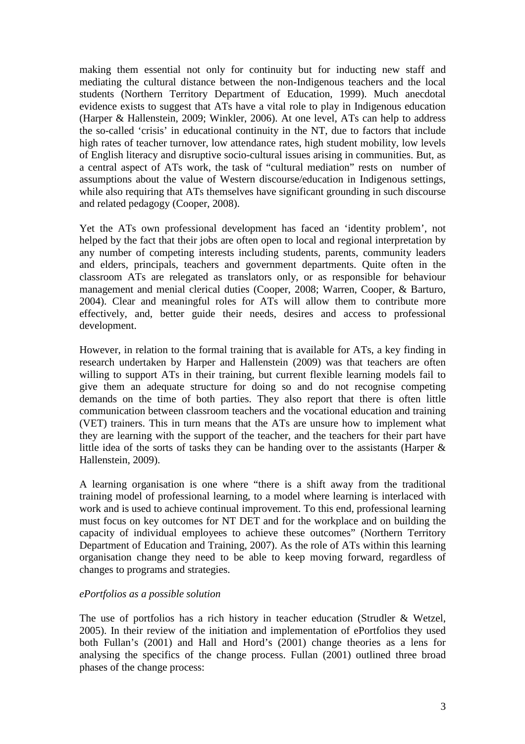making them essential not only for continuity but for inducting new staff and mediating the cultural distance between the non-Indigenous teachers and the local students (Northern Territory Department of Education, 1999). Much anecdotal evidence exists to suggest that ATs have a vital role to play in Indigenous education (Harper & Hallenstein, 2009; Winkler, 2006). At one level, ATs can help to address the so-called 'crisis' in educational continuity in the NT, due to factors that include high rates of teacher turnover, low attendance rates, high student mobility, low levels of English literacy and disruptive socio-cultural issues arising in communities. But, as a central aspect of ATs work, the task of "cultural mediation" rests on number of assumptions about the value of Western discourse/education in Indigenous settings, while also requiring that ATs themselves have significant grounding in such discourse and related pedagogy (Cooper, 2008).

Yet the ATs own professional development has faced an 'identity problem', not helped by the fact that their jobs are often open to local and regional interpretation by any number of competing interests including students, parents, community leaders and elders, principals, teachers and government departments. Quite often in the classroom ATs are relegated as translators only, or as responsible for behaviour management and menial clerical duties (Cooper, 2008; Warren, Cooper, & Barturo, 2004). Clear and meaningful roles for ATs will allow them to contribute more effectively, and, better guide their needs, desires and access to professional development.

However, in relation to the formal training that is available for ATs, a key finding in research undertaken by Harper and Hallenstein (2009) was that teachers are often willing to support ATs in their training, but current flexible learning models fail to give them an adequate structure for doing so and do not recognise competing demands on the time of both parties. They also report that there is often little communication between classroom teachers and the vocational education and training (VET) trainers. This in turn means that the ATs are unsure how to implement what they are learning with the support of the teacher, and the teachers for their part have little idea of the sorts of tasks they can be handing over to the assistants (Harper & Hallenstein, 2009).

A learning organisation is one where "there is a shift away from the traditional training model of professional learning, to a model where learning is interlaced with work and is used to achieve continual improvement. To this end, professional learning must focus on key outcomes for NT DET and for the workplace and on building the capacity of individual employees to achieve these outcomes" (Northern Territory Department of Education and Training, 2007). As the role of ATs within this learning organisation change they need to be able to keep moving forward, regardless of changes to programs and strategies.

*ePortfolios as a possible solution*

The use of portfolios has a rich history in teacher education (Strudler & Wetzel, 2005). In their review of the initiation and implementation of ePortfolios they used both Fullan's (2001) and Hall and Hord's (2001) change theories as a lens for analysing the specifics of the change process. Fullan (2001) outlined three broad phases of the change process: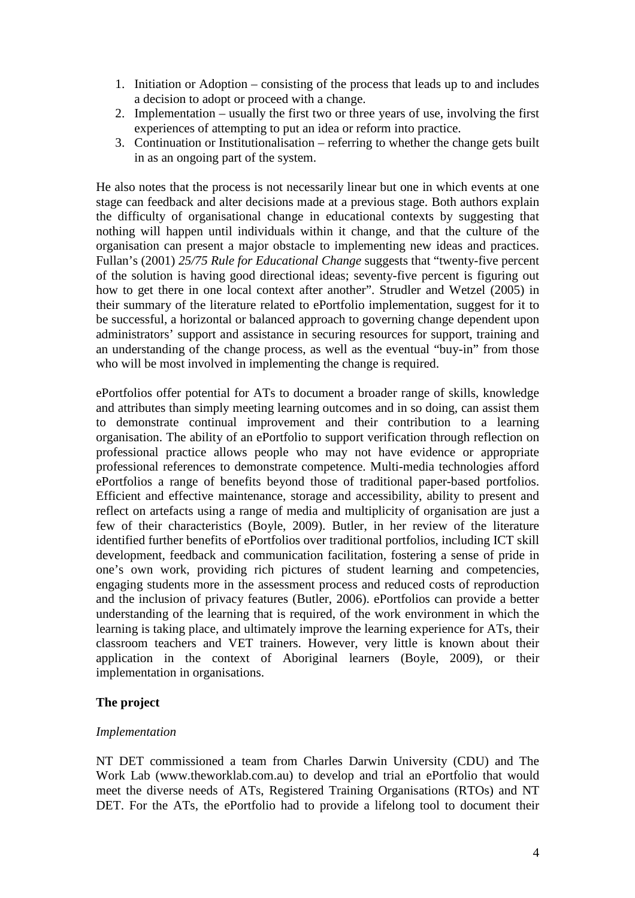1. Initiation or Adoption – consisting of the process that leads up to and includes a decision to adopt or proceed with a change.
2. Implementation – usually the first two or three years of use, involving the first experiences of attempting to put an idea or reform into practice.
3. Continuation or Institutionalisation – referring to whether the change gets built in as an ongoing part of the system.

He also notes that the process is not necessarily linear but one in which events at one stage can feedback and alter decisions made at a previous stage. Both authors explain the difficulty of organisational change in educational contexts by suggesting that nothing will happen until individuals within it change, and that the culture of the organisation can present a major obstacle to implementing new ideas and practices. Fullan's (2001) *25/75 Rule for Educational Change* suggests that "twenty-five percent of the solution is having good directional ideas; seventy-five percent is figuring out how to get there in one local context after another". Strudler and Wetzel (2005) in their summary of the literature related to ePortfolio implementation, suggest for it to be successful, a horizontal or balanced approach to governing change dependent upon administrators' support and assistance in securing resources for support, training and an understanding of the change process, as well as the eventual "buy-in" from those who will be most involved in implementing the change is required.

ePortfolios offer potential for ATs to document a broader range of skills, knowledge and attributes than simply meeting learning outcomes and in so doing, can assist them to demonstrate continual improvement and their contribution to a learning organisation. The ability of an ePortfolio to support verification through reflection on professional practice allows people who may not have evidence or appropriate professional references to demonstrate competence. Multi-media technologies afford ePortfolios a range of benefits beyond those of traditional paper-based portfolios. Efficient and effective maintenance, storage and accessibility, ability to present and reflect on artefacts using a range of media and multiplicity of organisation are just a few of their characteristics (Boyle, 2009). Butler, in her review of the literature identified further benefits of ePortfolios over traditional portfolios, including ICT skill development, feedback and communication facilitation, fostering a sense of pride in one's own work, providing rich pictures of student learning and competencies, engaging students more in the assessment process and reduced costs of reproduction and the inclusion of privacy features (Butler, 2006). ePortfolios can provide a better understanding of the learning that is required, of the work environment in which the learning is taking place, and ultimately improve the learning experience for ATs, their classroom teachers and VET trainers. However, very little is known about their application in the context of Aboriginal learners (Boyle, 2009), or their implementation in organisations.

**The project**

*Implementation*

NT DET commissioned a team from Charles Darwin University (CDU) and The Work Lab (www.theworklab.com.au) to develop and trial an ePortfolio that would meet the diverse needs of ATs, Registered Training Organisations (RTOs) and NT DET. For the ATs, the ePortfolio had to provide a lifelong tool to document their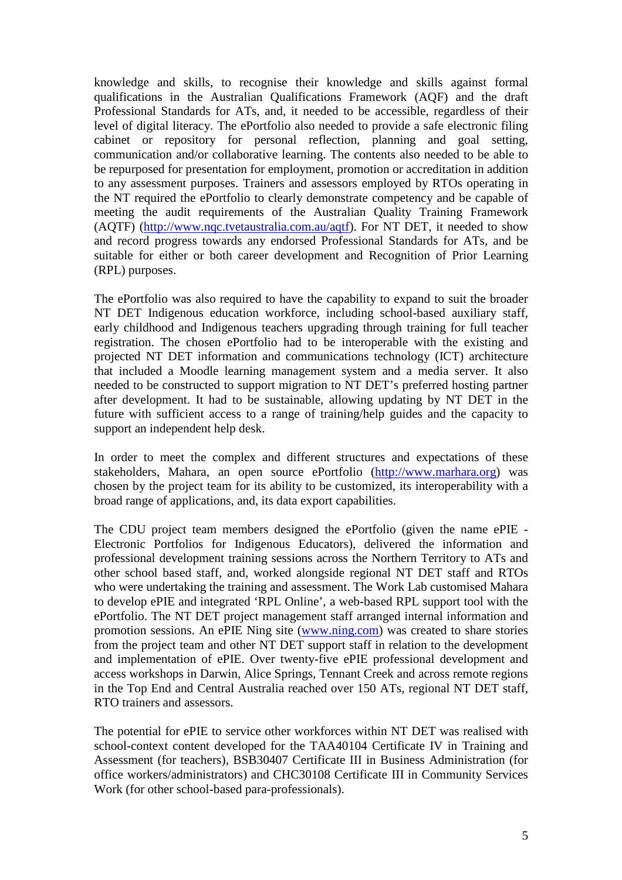knowledge and skills, to recognise their knowledge and skills against formal qualifications in the Australian Qualifications Framework (AQF) and the draft Professional Standards for ATs, and, it needed to be accessible, regardless of their level of digital literacy. The ePortfolio also needed to provide a safe electronic filing cabinet or repository for personal reflection, planning and goal setting, communication and/or collaborative learning. The contents also needed to be able to be repurposed for presentation for employment, promotion or accreditation in addition to any assessment purposes. Trainers and assessors employed by RTOs operating in the NT required the ePortfolio to clearly demonstrate competency and be capable of meeting the audit requirements of the Australian Quality Training Framework (AQTF) (http://www.nqc.tvetaustralia.com.au/aqtf). For NT DET, it needed to show and record progress towards any endorsed Professional Standards for ATs, and be suitable for either or both career development and Recognition of Prior Learning (RPL) purposes.

The ePortfolio was also required to have the capability to expand to suit the broader NT DET Indigenous education workforce, including school-based auxiliary staff, early childhood and Indigenous teachers upgrading through training for full teacher registration. The chosen ePortfolio had to be interoperable with the existing and projected NT DET information and communications technology (ICT) architecture that included a Moodle learning management system and a media server. It also needed to be constructed to support migration to NT DET's preferred hosting partner after development. It had to be sustainable, allowing updating by NT DET in the future with sufficient access to a range of training/help guides and the capacity to support an independent help desk.

In order to meet the complex and different structures and expectations of these stakeholders, Mahara, an open source ePortfolio (http://www.marhara.org) was chosen by the project team for its ability to be customized, its interoperability with a broad range of applications, and, its data export capabilities.

The CDU project team members designed the ePortfolio (given the name ePIE - Electronic Portfolios for Indigenous Educators), delivered the information and professional development training sessions across the Northern Territory to ATs and other school based staff, and, worked alongside regional NT DET staff and RTOs who were undertaking the training and assessment. The Work Lab customised Mahara to develop ePIE and integrated 'RPL Online', a web-based RPL support tool with the ePortfolio. The NT DET project management staff arranged internal information and promotion sessions. An ePIE Ning site (www.ning.com) was created to share stories from the project team and other NT DET support staff in relation to the development and implementation of ePIE. Over twenty-five ePIE professional development and access workshops in Darwin, Alice Springs, Tennant Creek and across remote regions in the Top End and Central Australia reached over 150 ATs, regional NT DET staff, RTO trainers and assessors.

The potential for ePIE to service other workforces within NT DET was realised with school-context content developed for the TAA40104 Certificate IV in Training and Assessment (for teachers), BSB30407 Certificate III in Business Administration (for office workers/administrators) and CHC30108 Certificate III in Community Services Work (for other school-based para-professionals).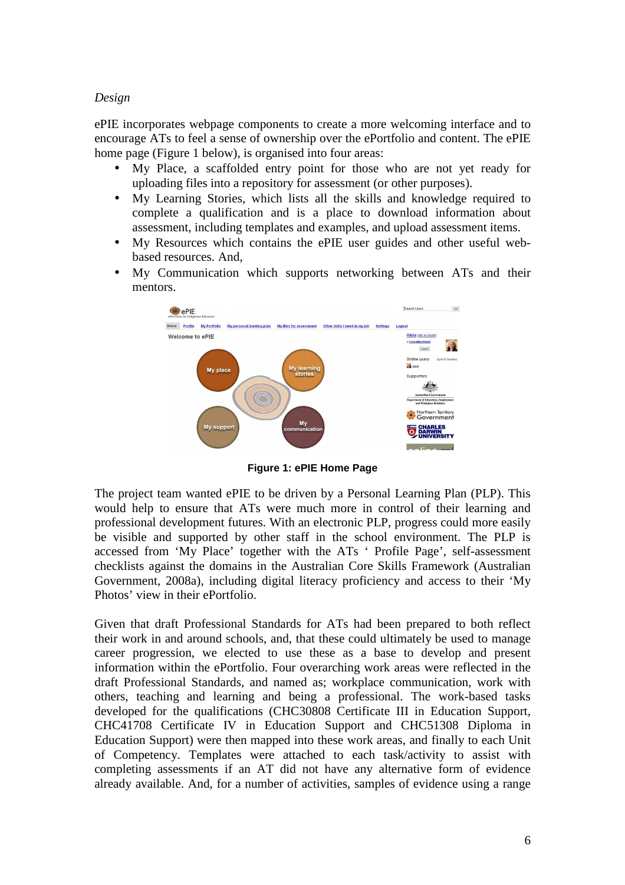*Design*

ePIE incorporates webpage components to create a more welcoming interface and to encourage ATs to feel a sense of ownership over the ePortfolio and content. The ePIE home page (Figure 1 below), is organised into four areas:

- My Place, a scaffolded entry point for those who are not yet ready for uploading files into a repository for assessment (or other purposes).
- My Learning Stories, which lists all the skills and knowledge required to complete a qualification and is a place to download information about assessment, including templates and examples, and upload assessment items.
- My Resources which contains the ePIE user guides and other useful web-based resources. And,
- My Communication which supports networking between ATs and their mentors.

**Figure 1: ePIE Home Page**

The project team wanted ePIE to be driven by a Personal Learning Plan (PLP). This would help to ensure that ATs were much more in control of their learning and professional development futures. With an electronic PLP, progress could more easily be visible and supported by other staff in the school environment. The PLP is accessed from 'My Place' together with the ATs ' Profile Page', self-assessment checklists against the domains in the Australian Core Skills Framework (Australian Government, 2008a), including digital literacy proficiency and access to their 'My Photos' view in their ePortfolio.

Given that draft Professional Standards for ATs had been prepared to both reflect their work in and around schools, and, that these could ultimately be used to manage career progression, we elected to use these as a base to develop and present information within the ePortfolio. Four overarching work areas were reflected in the draft Professional Standards, and named as; workplace communication, work with others, teaching and learning and being a professional. The work-based tasks developed for the qualifications (CHC30808 Certificate III in Education Support, CHC41708 Certificate IV in Education Support and CHC51308 Diploma in Education Support) were then mapped into these work areas, and finally to each Unit of Competency. Templates were attached to each task/activity to assist with completing assessments if an AT did not have any alternative form of evidence already available. And, for a number of activities, samples of evidence using a range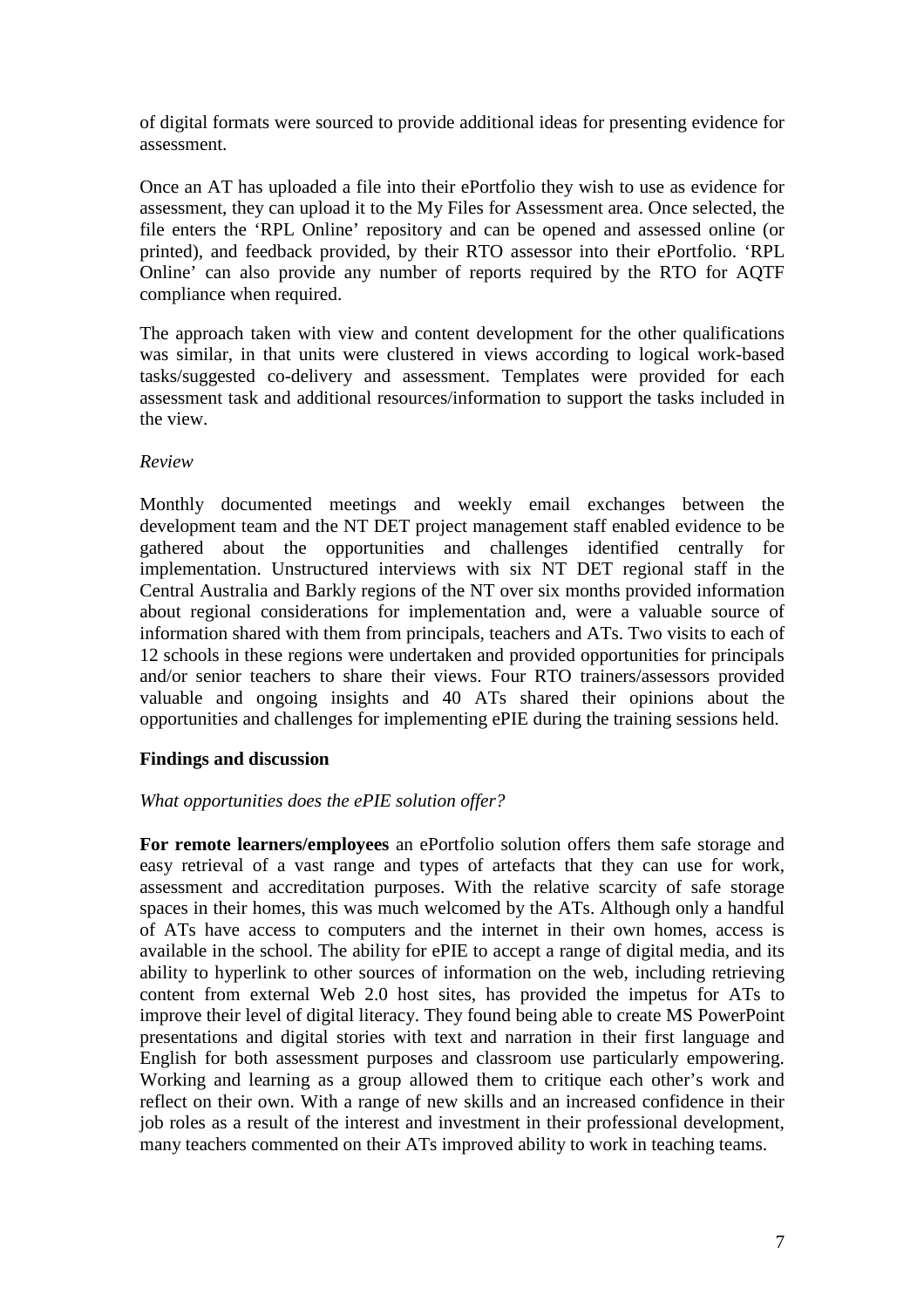of digital formats were sourced to provide additional ideas for presenting evidence for assessment.

Once an AT has uploaded a file into their ePortfolio they wish to use as evidence for assessment, they can upload it to the My Files for Assessment area. Once selected, the file enters the 'RPL Online' repository and can be opened and assessed online (or printed), and feedback provided, by their RTO assessor into their ePortfolio. 'RPL Online' can also provide any number of reports required by the RTO for AQTF compliance when required.

The approach taken with view and content development for the other qualifications was similar, in that units were clustered in views according to logical work-based tasks/suggested co-delivery and assessment. Templates were provided for each assessment task and additional resources/information to support the tasks included in the view.

*Review*

Monthly documented meetings and weekly email exchanges between the development team and the NT DET project management staff enabled evidence to be gathered about the opportunities and challenges identified centrally for implementation. Unstructured interviews with six NT DET regional staff in the Central Australia and Barkly regions of the NT over six months provided information about regional considerations for implementation and, were a valuable source of information shared with them from principals, teachers and ATs. Two visits to each of 12 schools in these regions were undertaken and provided opportunities for principals and/or senior teachers to share their views. Four RTO trainers/assessors provided valuable and ongoing insights and 40 ATs shared their opinions about the opportunities and challenges for implementing ePIE during the training sessions held.

## Findings and discussion

*What opportunities does the ePIE solution offer?*

**For remote learners/employees** an ePortfolio solution offers them safe storage and easy retrieval of a vast range and types of artefacts that they can use for work, assessment and accreditation purposes. With the relative scarcity of safe storage spaces in their homes, this was much welcomed by the ATs. Although only a handful of ATs have access to computers and the internet in their own homes, access is available in the school. The ability for ePIE to accept a range of digital media, and its ability to hyperlink to other sources of information on the web, including retrieving content from external Web 2.0 host sites, has provided the impetus for ATs to improve their level of digital literacy. They found being able to create MS PowerPoint presentations and digital stories with text and narration in their first language and English for both assessment purposes and classroom use particularly empowering. Working and learning as a group allowed them to critique each other's work and reflect on their own. With a range of new skills and an increased confidence in their job roles as a result of the interest and investment in their professional development, many teachers commented on their ATs improved ability to work in teaching teams.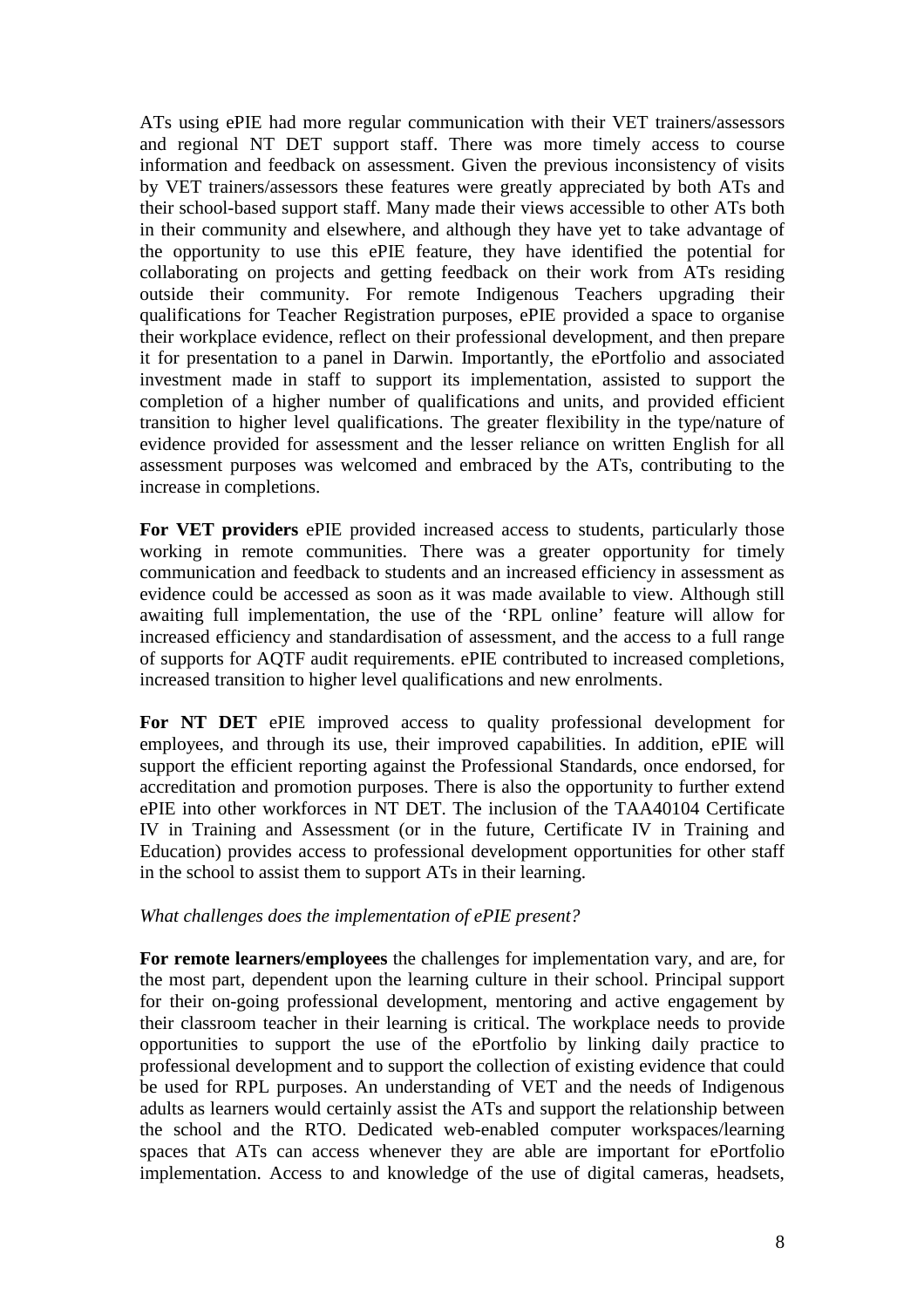ATs using ePIE had more regular communication with their VET trainers/assessors and regional NT DET support staff. There was more timely access to course information and feedback on assessment. Given the previous inconsistency of visits by VET trainers/assessors these features were greatly appreciated by both ATs and their school-based support staff. Many made their views accessible to other ATs both in their community and elsewhere, and although they have yet to take advantage of the opportunity to use this ePIE feature, they have identified the potential for collaborating on projects and getting feedback on their work from ATs residing outside their community. For remote Indigenous Teachers upgrading their qualifications for Teacher Registration purposes, ePIE provided a space to organise their workplace evidence, reflect on their professional development, and then prepare it for presentation to a panel in Darwin. Importantly, the ePortfolio and associated investment made in staff to support its implementation, assisted to support the completion of a higher number of qualifications and units, and provided efficient transition to higher level qualifications. The greater flexibility in the type/nature of evidence provided for assessment and the lesser reliance on written English for all assessment purposes was welcomed and embraced by the ATs, contributing to the increase in completions.

**For VET providers** ePIE provided increased access to students, particularly those working in remote communities. There was a greater opportunity for timely communication and feedback to students and an increased efficiency in assessment as evidence could be accessed as soon as it was made available to view. Although still awaiting full implementation, the use of the 'RPL online' feature will allow for increased efficiency and standardisation of assessment, and the access to a full range of supports for AQTF audit requirements. ePIE contributed to increased completions, increased transition to higher level qualifications and new enrolments.

**For NT DET** ePIE improved access to quality professional development for employees, and through its use, their improved capabilities. In addition, ePIE will support the efficient reporting against the Professional Standards, once endorsed, for accreditation and promotion purposes. There is also the opportunity to further extend ePIE into other workforces in NT DET. The inclusion of the TAA40104 Certificate IV in Training and Assessment (or in the future, Certificate IV in Training and Education) provides access to professional development opportunities for other staff in the school to assist them to support ATs in their learning.

*What challenges does the implementation of ePIE present?*

**For remote learners/employees** the challenges for implementation vary, and are, for the most part, dependent upon the learning culture in their school. Principal support for their on-going professional development, mentoring and active engagement by their classroom teacher in their learning is critical. The workplace needs to provide opportunities to support the use of the ePortfolio by linking daily practice to professional development and to support the collection of existing evidence that could be used for RPL purposes. An understanding of VET and the needs of Indigenous adults as learners would certainly assist the ATs and support the relationship between the school and the RTO. Dedicated web-enabled computer workspaces/learning spaces that ATs can access whenever they are able are important for ePortfolio implementation. Access to and knowledge of the use of digital cameras, headsets,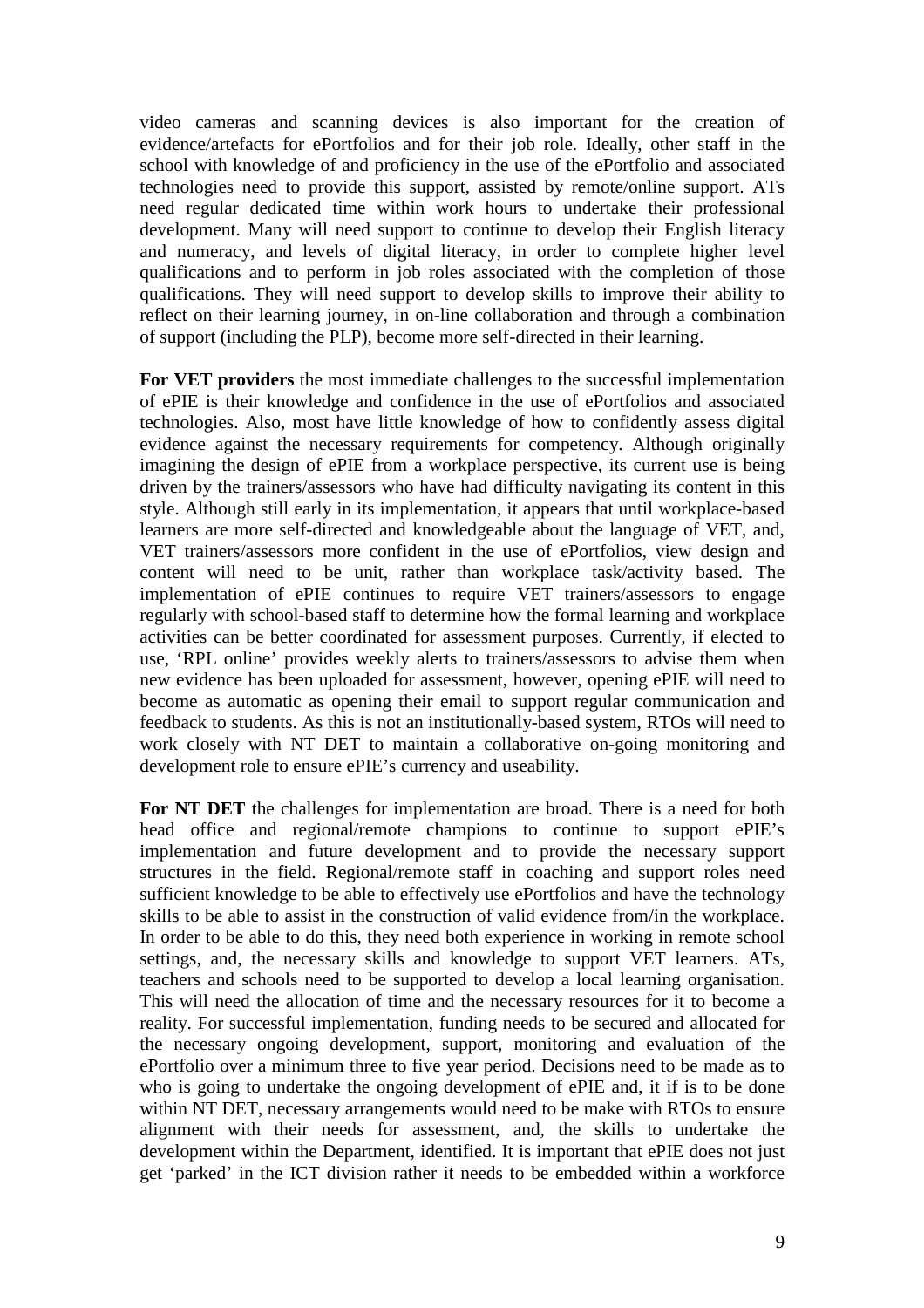video cameras and scanning devices is also important for the creation of evidence/artefacts for ePortfolios and for their job role. Ideally, other staff in the school with knowledge of and proficiency in the use of the ePortfolio and associated technologies need to provide this support, assisted by remote/online support. ATs need regular dedicated time within work hours to undertake their professional development. Many will need support to continue to develop their English literacy and numeracy, and levels of digital literacy, in order to complete higher level qualifications and to perform in job roles associated with the completion of those qualifications. They will need support to develop skills to improve their ability to reflect on their learning journey, in on-line collaboration and through a combination of support (including the PLP), become more self-directed in their learning.

**For VET providers** the most immediate challenges to the successful implementation of ePIE is their knowledge and confidence in the use of ePortfolios and associated technologies. Also, most have little knowledge of how to confidently assess digital evidence against the necessary requirements for competency. Although originally imagining the design of ePIE from a workplace perspective, its current use is being driven by the trainers/assessors who have had difficulty navigating its content in this style. Although still early in its implementation, it appears that until workplace-based learners are more self-directed and knowledgeable about the language of VET, and, VET trainers/assessors more confident in the use of ePortfolios, view design and content will need to be unit, rather than workplace task/activity based. The implementation of ePIE continues to require VET trainers/assessors to engage regularly with school-based staff to determine how the formal learning and workplace activities can be better coordinated for assessment purposes. Currently, if elected to use, 'RPL online' provides weekly alerts to trainers/assessors to advise them when new evidence has been uploaded for assessment, however, opening ePIE will need to become as automatic as opening their email to support regular communication and feedback to students. As this is not an institutionally-based system, RTOs will need to work closely with NT DET to maintain a collaborative on-going monitoring and development role to ensure ePIE's currency and useability.

**For NT DET** the challenges for implementation are broad. There is a need for both head office and regional/remote champions to continue to support ePIE's implementation and future development and to provide the necessary support structures in the field. Regional/remote staff in coaching and support roles need sufficient knowledge to be able to effectively use ePortfolios and have the technology skills to be able to assist in the construction of valid evidence from/in the workplace. In order to be able to do this, they need both experience in working in remote school settings, and, the necessary skills and knowledge to support VET learners. ATs, teachers and schools need to be supported to develop a local learning organisation. This will need the allocation of time and the necessary resources for it to become a reality. For successful implementation, funding needs to be secured and allocated for the necessary ongoing development, support, monitoring and evaluation of the ePortfolio over a minimum three to five year period. Decisions need to be made as to who is going to undertake the ongoing development of ePIE and, it if is to be done within NT DET, necessary arrangements would need to be make with RTOs to ensure alignment with their needs for assessment, and, the skills to undertake the development within the Department, identified. It is important that ePIE does not just get 'parked' in the ICT division rather it needs to be embedded within a workforce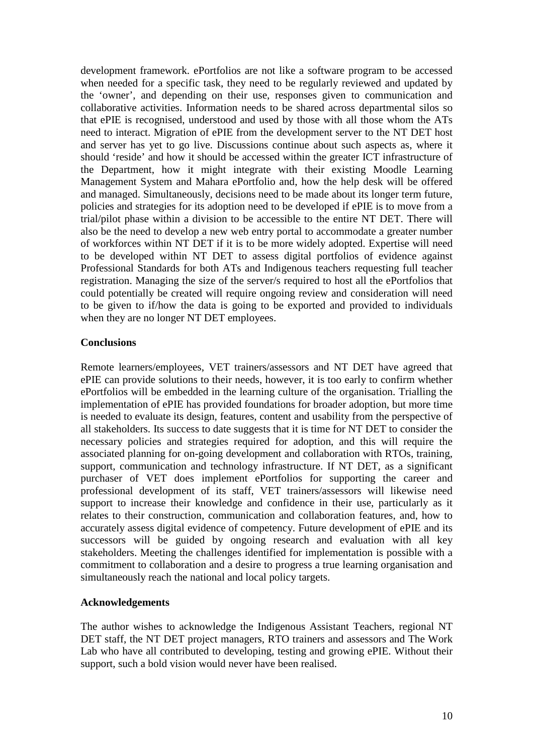development framework. ePortfolios are not like a software program to be accessed when needed for a specific task, they need to be regularly reviewed and updated by the 'owner', and depending on their use, responses given to communication and collaborative activities. Information needs to be shared across departmental silos so that ePIE is recognised, understood and used by those with all those whom the ATs need to interact. Migration of ePIE from the development server to the NT DET host and server has yet to go live. Discussions continue about such aspects as, where it should 'reside' and how it should be accessed within the greater ICT infrastructure of the Department, how it might integrate with their existing Moodle Learning Management System and Mahara ePortfolio and, how the help desk will be offered and managed. Simultaneously, decisions need to be made about its longer term future, policies and strategies for its adoption need to be developed if ePIE is to move from a trial/pilot phase within a division to be accessible to the entire NT DET. There will also be the need to develop a new web entry portal to accommodate a greater number of workforces within NT DET if it is to be more widely adopted. Expertise will need to be developed within NT DET to assess digital portfolios of evidence against Professional Standards for both ATs and Indigenous teachers requesting full teacher registration. Managing the size of the server/s required to host all the ePortfolios that could potentially be created will require ongoing review and consideration will need to be given to if/how the data is going to be exported and provided to individuals when they are no longer NT DET employees.

## Conclusions

Remote learners/employees, VET trainers/assessors and NT DET have agreed that ePIE can provide solutions to their needs, however, it is too early to confirm whether ePortfolios will be embedded in the learning culture of the organisation. Trialling the implementation of ePIE has provided foundations for broader adoption, but more time is needed to evaluate its design, features, content and usability from the perspective of all stakeholders. Its success to date suggests that it is time for NT DET to consider the necessary policies and strategies required for adoption, and this will require the associated planning for on-going development and collaboration with RTOs, training, support, communication and technology infrastructure. If NT DET, as a significant purchaser of VET does implement ePortfolios for supporting the career and professional development of its staff, VET trainers/assessors will likewise need support to increase their knowledge and confidence in their use, particularly as it relates to their construction, communication and collaboration features, and, how to accurately assess digital evidence of competency. Future development of ePIE and its successors will be guided by ongoing research and evaluation with all key stakeholders. Meeting the challenges identified for implementation is possible with a commitment to collaboration and a desire to progress a true learning organisation and simultaneously reach the national and local policy targets.

## Acknowledgements

The author wishes to acknowledge the Indigenous Assistant Teachers, regional NT DET staff, the NT DET project managers, RTO trainers and assessors and The Work Lab who have all contributed to developing, testing and growing ePIE. Without their support, such a bold vision would never have been realised.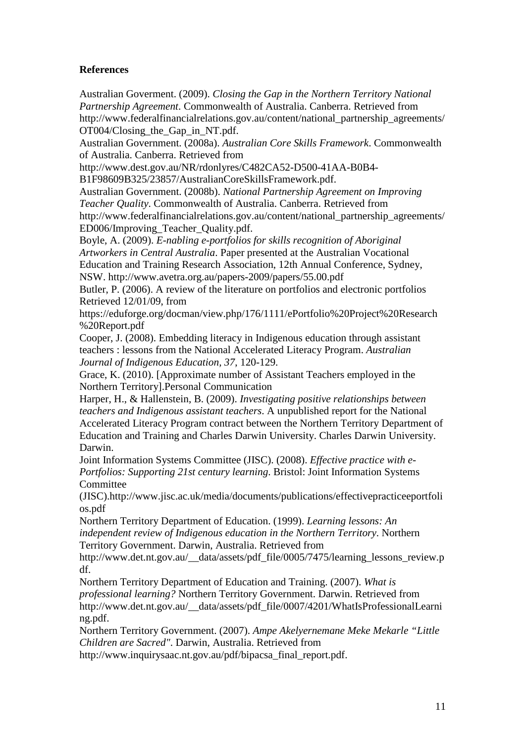**References**

Australian Goverment. (2009). *Closing the Gap in the Northern Territory National Partnership Agreement*. Commonwealth of Australia. Canberra. Retrieved from http://www.federalfinancialrelations.gov.au/content/national_partnership_agreements/OT004/Closing_the_Gap_in_NT.pdf.

Australian Government. (2008a). *Australian Core Skills Framework*. Commonwealth of Australia. Canberra. Retrieved from http://www.dest.gov.au/NR/rdonlyres/C482CA52-D500-41AA-B0B4-B1F98609B325/23857/AustralianCoreSkillsFramework.pdf.

Australian Government. (2008b). *National Partnership Agreement on Improving Teacher Quality*. Commonwealth of Australia. Canberra. Retrieved from http://www.federalfinancialrelations.gov.au/content/national_partnership_agreements/ED006/Improving_Teacher_Quality.pdf.

Boyle, A. (2009). *E-nabling e-portfolios for skills recognition of Aboriginal Artworkers in Central Australia*. Paper presented at the Australian Vocational Education and Training Research Association, 12th Annual Conference, Sydney, NSW. http://www.avetra.org.au/papers-2009/papers/55.00.pdf

Butler, P. (2006). A review of the literature on portfolios and electronic portfolios Retrieved 12/01/09, from https://eduforge.org/docman/view.php/176/1111/ePortfolio%20Project%20Research%20Report.pdf

Cooper, J. (2008). Embedding literacy in Indigenous education through assistant teachers : lessons from the National Accelerated Literacy Program. *Australian Journal of Indigenous Education, 37*, 120-129.

Grace, K. (2010). [Approximate number of Assistant Teachers employed in the Northern Territory].Personal Communication

Harper, H., & Hallenstein, B. (2009). *Investigating positive relationships between teachers and Indigenous assistant teachers*. A unpublished report for the National Accelerated Literacy Program contract between the Northern Territory Department of Education and Training and Charles Darwin University. Charles Darwin University. Darwin.

Joint Information Systems Committee (JISC). (2008). *Effective practice with e-Portfolios: Supporting 21st century learning*. Bristol: Joint Information Systems Committee (JISC).http://www.jisc.ac.uk/media/documents/publications/effectivepracticeeportfolios.pdf

Northern Territory Department of Education. (1999). *Learning lessons: An independent review of Indigenous education in the Northern Territory*. Northern Territory Government. Darwin, Australia. Retrieved from http://www.det.nt.gov.au/__data/assets/pdf_file/0005/7475/learning_lessons_review.pdf.

Northern Territory Department of Education and Training. (2007). *What is professional learning?* Northern Territory Government. Darwin. Retrieved from http://www.det.nt.gov.au/__data/assets/pdf_file/0007/4201/WhatIsProfessionalLearning.pdf.

Northern Territory Government. (2007). *Ampe Akelyernemane Meke Mekarle "Little Children are Sacred"*. Darwin, Australia. Retrieved from http://www.inquirysaac.nt.gov.au/pdf/bipacsa_final_report.pdf.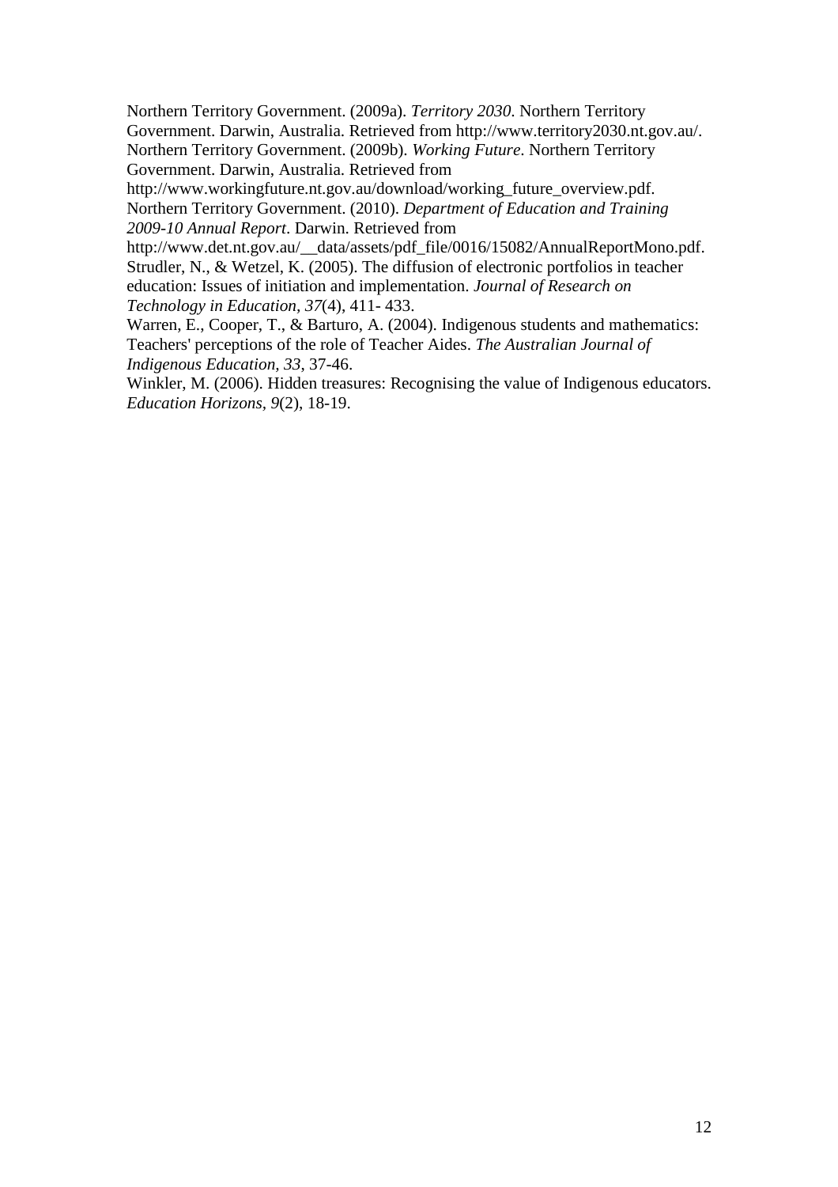Northern Territory Government. (2009a). *Territory 2030*. Northern Territory Government. Darwin, Australia. Retrieved from http://www.territory2030.nt.gov.au/.

Northern Territory Government. (2009b). *Working Future*. Northern Territory Government. Darwin, Australia. Retrieved from http://www.workingfuture.nt.gov.au/download/working_future_overview.pdf.

Northern Territory Government. (2010). *Department of Education and Training 2009-10 Annual Report*. Darwin. Retrieved from http://www.det.nt.gov.au/__data/assets/pdf_file/0016/15082/AnnualReportMono.pdf.

Strudler, N., & Wetzel, K. (2005). The diffusion of electronic portfolios in teacher education: Issues of initiation and implementation. *Journal of Research on Technology in Education, 37*(4), 411- 433.

Warren, E., Cooper, T., & Barturo, A. (2004). Indigenous students and mathematics: Teachers' perceptions of the role of Teacher Aides. *The Australian Journal of Indigenous Education, 33*, 37-46.

Winkler, M. (2006). Hidden treasures: Recognising the value of Indigenous educators. *Education Horizons, 9*(2), 18-19.